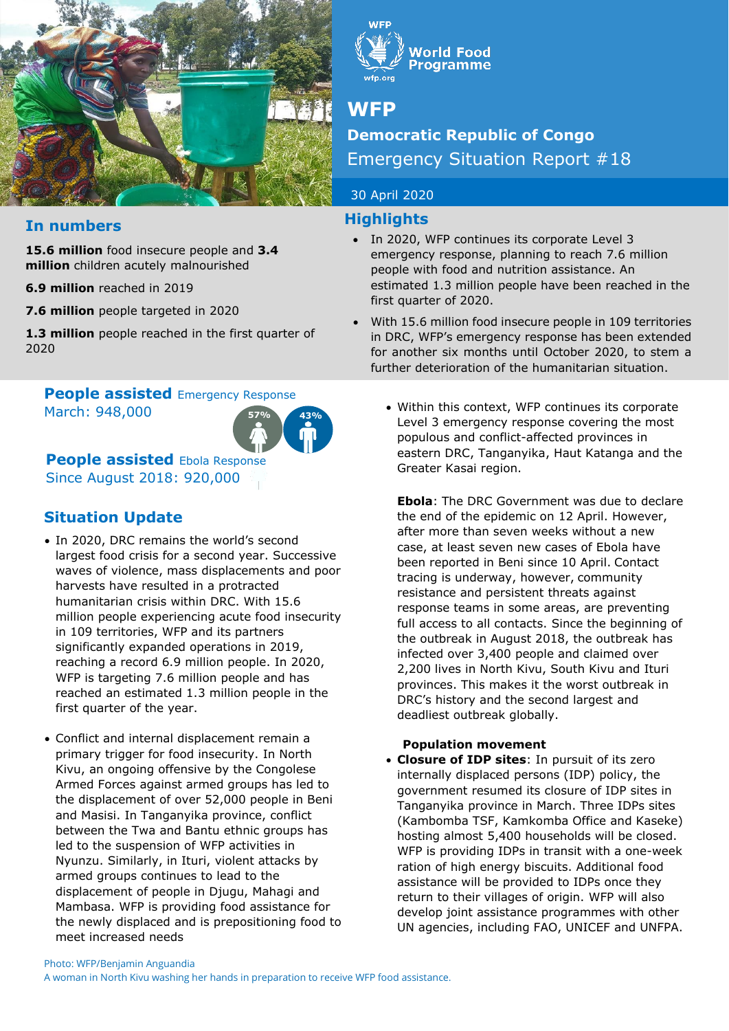# WFP

## Democratic Republic of Congo

Emergency Situation Report #18

30 April 2020

## In numbers

**15.6 million** food insecure people and **3.4 million** children acutely malnourished

**6.9 million** reached in 2019

**7.6 million** people targeted in 2020

**1.3 million** people reached in the first quarter of 2020

## Highlights

- In 2020, WFP continues its corporate Level 3 emergency response, planning to reach 7.6 million people with food and nutrition assistance. An estimated 1.3 million people have been reached in the first quarter of 2020.
- With 15.6 million food insecure people in 109 territories in DRC, WFP's emergency response has been extended for another six months until October 2020, to stem a further deterioration of the humanitarian situation.

**People assisted** Emergency Response
March: 948,000

57% 43%

**People assisted** Ebola Response
Since August 2018: 920,000

## Situation Update

- In 2020, DRC remains the world's second largest food crisis for a second year. Successive waves of violence, mass displacements and poor harvests have resulted in a protracted humanitarian crisis within DRC. With 15.6 million people experiencing acute food insecurity in 109 territories, WFP and its partners significantly expanded operations in 2019, reaching a record 6.9 million people. In 2020, WFP is targeting 7.6 million people and has reached an estimated 1.3 million people in the first quarter of the year.
- Conflict and internal displacement remain a primary trigger for food insecurity. In North Kivu, an ongoing offensive by the Congolese Armed Forces against armed groups has led to the displacement of over 52,000 people in Beni and Masisi. In Tanganyika province, conflict between the Twa and Bantu ethnic groups has led to the suspension of WFP activities in Nyunzu. Similarly, in Ituri, violent attacks by armed groups continues to lead to the displacement of people in Djugu, Mahagi and Mambasa. WFP is providing food assistance for the newly displaced and is prepositioning food to meet increased needs
- Within this context, WFP continues its corporate Level 3 emergency response covering the most populous and conflict-affected provinces in eastern DRC, Tanganyika, Haut Katanga and the Greater Kasai region.

**Ebola**: The DRC Government was due to declare the end of the epidemic on 12 April. However, after more than seven weeks without a new case, at least seven new cases of Ebola have been reported in Beni since 10 April. Contact tracing is underway, however, community resistance and persistent threats against response teams in some areas, are preventing full access to all contacts. Since the beginning of the outbreak in August 2018, the outbreak has infected over 3,400 people and claimed over 2,200 lives in North Kivu, South Kivu and Ituri provinces. This makes it the worst outbreak in DRC's history and the second largest and deadliest outbreak globally.

**Population movement**

- **Closure of IDP sites**: In pursuit of its zero internally displaced persons (IDP) policy, the government resumed its closure of IDP sites in Tanganyika province in March. Three IDPs sites (Kambomba TSF, Kamkomba Office and Kaseke) hosting almost 5,400 households will be closed. WFP is providing IDPs in transit with a one-week ration of high energy biscuits. Additional food assistance will be provided to IDPs once they return to their villages of origin. WFP will also develop joint assistance programmes with other UN agencies, including FAO, UNICEF and UNFPA.

Photo: WFP/Benjamin Anguandia
A woman in North Kivu washing her hands in preparation to receive WFP food assistance.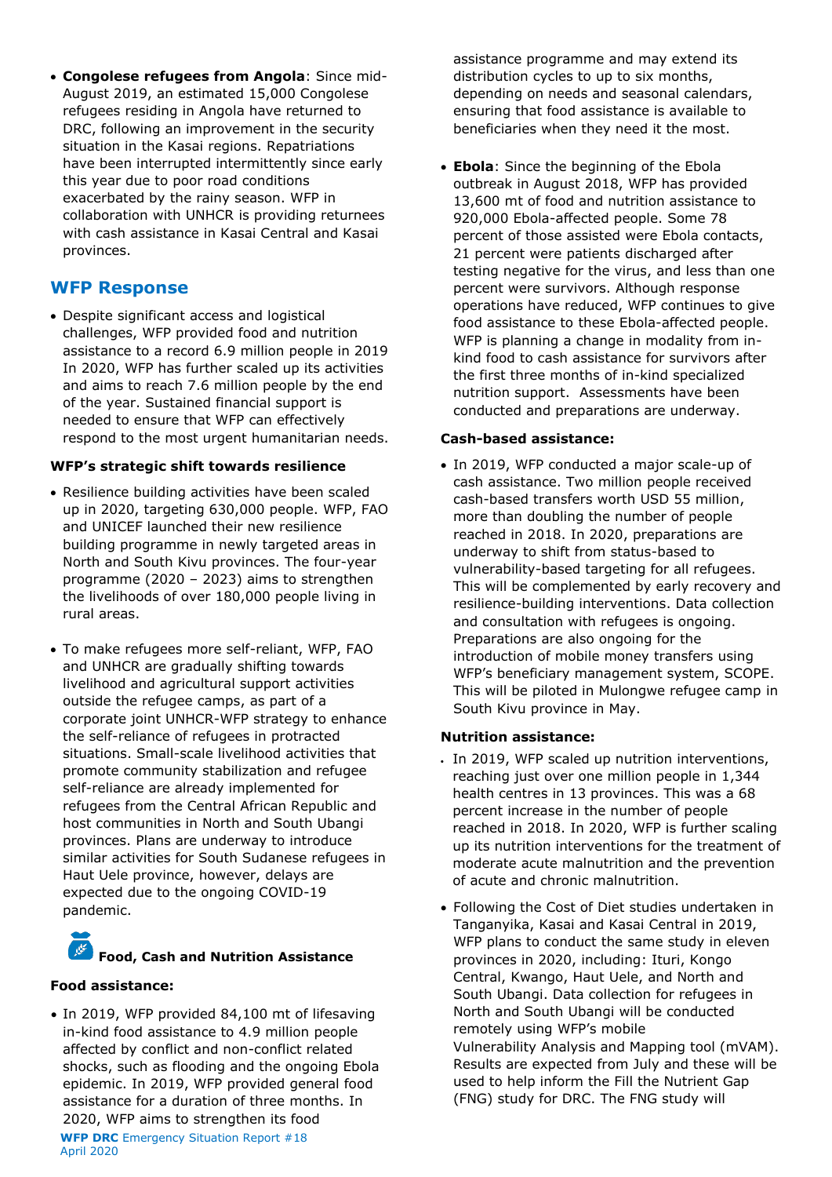- **Congolese refugees from Angola**: Since mid-August 2019, an estimated 15,000 Congolese refugees residing in Angola have returned to DRC, following an improvement in the security situation in the Kasai regions. Repatriations have been interrupted intermittently since early this year due to poor road conditions exacerbated by the rainy season. WFP in collaboration with UNHCR is providing returnees with cash assistance in Kasai Central and Kasai provinces.

## WFP Response

- Despite significant access and logistical challenges, WFP provided food and nutrition assistance to a record 6.9 million people in 2019 In 2020, WFP has further scaled up its activities and aims to reach 7.6 million people by the end of the year. Sustained financial support is needed to ensure that WFP can effectively respond to the most urgent humanitarian needs.

**WFP's strategic shift towards resilience**

- Resilience building activities have been scaled up in 2020, targeting 630,000 people. WFP, FAO and UNICEF launched their new resilience building programme in newly targeted areas in North and South Kivu provinces. The four-year programme (2020 – 2023) aims to strengthen the livelihoods of over 180,000 people living in rural areas.

- To make refugees more self-reliant, WFP, FAO and UNHCR are gradually shifting towards livelihood and agricultural support activities outside the refugee camps, as part of a corporate joint UNHCR-WFP strategy to enhance the self-reliance of refugees in protracted situations. Small-scale livelihood activities that promote community stabilization and refugee self-reliance are already implemented for refugees from the Central African Republic and host communities in North and South Ubangi provinces. Plans are underway to introduce similar activities for South Sudanese refugees in Haut Uele province, however, delays are expected due to the ongoing COVID-19 pandemic.

### Food, Cash and Nutrition Assistance

**Food assistance:**

- In 2019, WFP provided 84,100 mt of lifesaving in-kind food assistance to 4.9 million people affected by conflict and non-conflict related shocks, such as flooding and the ongoing Ebola epidemic. In 2019, WFP provided general food assistance for a duration of three months. In 2020, WFP aims to strengthen its food assistance programme and may extend its distribution cycles to up to six months, depending on needs and seasonal calendars, ensuring that food assistance is available to beneficiaries when they need it the most.

- **Ebola**: Since the beginning of the Ebola outbreak in August 2018, WFP has provided 13,600 mt of food and nutrition assistance to 920,000 Ebola-affected people. Some 78 percent of those assisted were Ebola contacts, 21 percent were patients discharged after testing negative for the virus, and less than one percent were survivors. Although response operations have reduced, WFP continues to give food assistance to these Ebola-affected people. WFP is planning a change in modality from in-kind food to cash assistance for survivors after the first three months of in-kind specialized nutrition support. Assessments have been conducted and preparations are underway.

**Cash-based assistance:**

- In 2019, WFP conducted a major scale-up of cash assistance. Two million people received cash-based transfers worth USD 55 million, more than doubling the number of people reached in 2018. In 2020, preparations are underway to shift from status-based to vulnerability-based targeting for all refugees. This will be complemented by early recovery and resilience-building interventions. Data collection and consultation with refugees is ongoing. Preparations are also ongoing for the introduction of mobile money transfers using WFP's beneficiary management system, SCOPE. This will be piloted in Mulongwe refugee camp in South Kivu province in May.

**Nutrition assistance:**

- In 2019, WFP scaled up nutrition interventions, reaching just over one million people in 1,344 health centres in 13 provinces. This was a 68 percent increase in the number of people reached in 2018. In 2020, WFP is further scaling up its nutrition interventions for the treatment of moderate acute malnutrition and the prevention of acute and chronic malnutrition.

- Following the Cost of Diet studies undertaken in Tanganyika, Kasai and Kasai Central in 2019, WFP plans to conduct the same study in eleven provinces in 2020, including: Ituri, Kongo Central, Kwango, Haut Uele, and North and South Ubangi. Data collection for refugees in North and South Ubangi will be conducted remotely using WFP's mobile Vulnerability Analysis and Mapping tool (mVAM). Results are expected from July and these will be used to help inform the Fill the Nutrient Gap (FNG) study for DRC. The FNG study will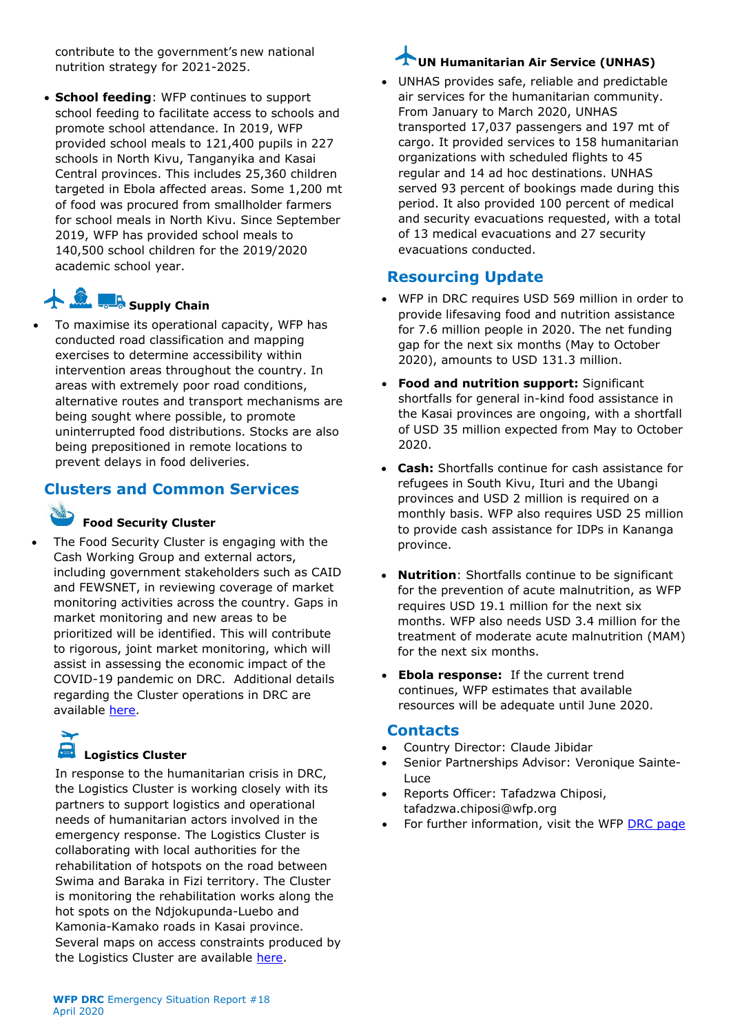contribute to the government's new national nutrition strategy for 2021-2025.

- **School feeding**: WFP continues to support school feeding to facilitate access to schools and promote school attendance. In 2019, WFP provided school meals to 121,400 pupils in 227 schools in North Kivu, Tanganyika and Kasai Central provinces. This includes 25,360 children targeted in Ebola affected areas. Some 1,200 mt of food was procured from smallholder farmers for school meals in North Kivu. Since September 2019, WFP has provided school meals to 140,500 school children for the 2019/2020 academic school year.

### Supply Chain

- To maximise its operational capacity, WFP has conducted road classification and mapping exercises to determine accessibility within intervention areas throughout the country. In areas with extremely poor road conditions, alternative routes and transport mechanisms are being sought where possible, to promote uninterrupted food distributions. Stocks are also being prepositioned in remote locations to prevent delays in food deliveries.

## Clusters and Common Services

### Food Security Cluster

- The Food Security Cluster is engaging with the Cash Working Group and external actors, including government stakeholders such as CAID and FEWSNET, in reviewing coverage of market monitoring activities across the country. Gaps in market monitoring and new areas to be prioritized will be identified. This will contribute to rigorous, joint market monitoring, which will assist in assessing the economic impact of the COVID-19 pandemic on DRC. Additional details regarding the Cluster operations in DRC are available here.

### Logistics Cluster

In response to the humanitarian crisis in DRC, the Logistics Cluster is working closely with its partners to support logistics and operational needs of humanitarian actors involved in the emergency response. The Logistics Cluster is collaborating with local authorities for the rehabilitation of hotspots on the road between Swima and Baraka in Fizi territory. The Cluster is monitoring the rehabilitation works along the hot spots on the Ndjokupunda-Luebo and Kamonia-Kamako roads in Kasai province. Several maps on access constraints produced by the Logistics Cluster are available here.

### UN Humanitarian Air Service (UNHAS)

- UNHAS provides safe, reliable and predictable air services for the humanitarian community. From January to March 2020, UNHAS transported 17,037 passengers and 197 mt of cargo. It provided services to 158 humanitarian organizations with scheduled flights to 45 regular and 14 ad hoc destinations. UNHAS served 93 percent of bookings made during this period. It also provided 100 percent of medical and security evacuations requested, with a total of 13 medical evacuations and 27 security evacuations conducted.

## Resourcing Update

- WFP in DRC requires USD 569 million in order to provide lifesaving food and nutrition assistance for 7.6 million people in 2020. The net funding gap for the next six months (May to October 2020), amounts to USD 131.3 million.
- **Food and nutrition support:** Significant shortfalls for general in-kind food assistance in the Kasai provinces are ongoing, with a shortfall of USD 35 million expected from May to October 2020.
- **Cash:** Shortfalls continue for cash assistance for refugees in South Kivu, Ituri and the Ubangi provinces and USD 2 million is required on a monthly basis. WFP also requires USD 25 million to provide cash assistance for IDPs in Kananga province.
- **Nutrition**: Shortfalls continue to be significant for the prevention of acute malnutrition, as WFP requires USD 19.1 million for the next six months. WFP also needs USD 3.4 million for the treatment of moderate acute malnutrition (MAM) for the next six months.
- **Ebola response:** If the current trend continues, WFP estimates that available resources will be adequate until June 2020.

## Contacts

- Country Director: Claude Jibidar
- Senior Partnerships Advisor: Veronique Sainte-Luce
- Reports Officer: Tafadzwa Chiposi, tafadzwa.chiposi@wfp.org
- For further information, visit the WFP DRC page